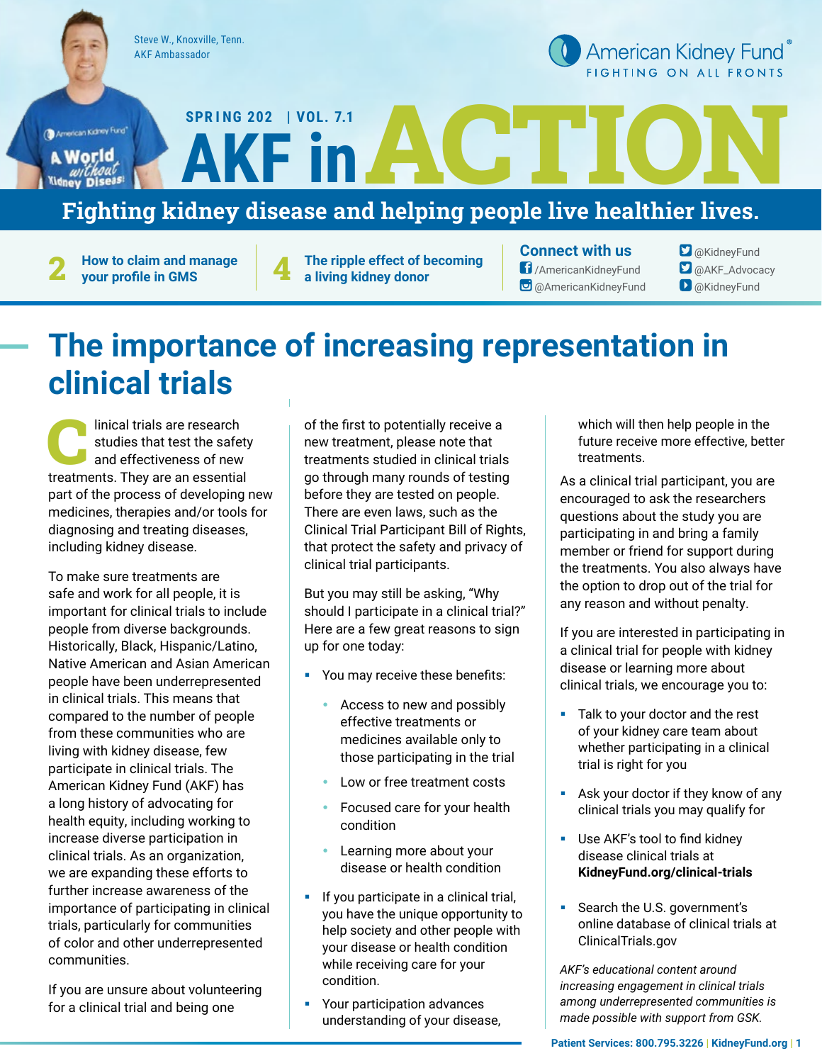Steve W., Knoxville, Tenn.
AKF Ambassador

American Kidney Fund®
FIGHTING ON ALL FRONTS

SPRING 202 | VOL. 7.1

# AKF in ACTION

**Fighting kidney disease and helping people live healthier lives.**

**2** How to claim and manage your profile in GMS

**4** The ripple effect of becoming a living kidney donor

**Connect with us**
/AmericanKidneyFund
@AmericanKidneyFund
@KidneyFund
@AKF_Advocacy
@KidneyFund

## The importance of increasing representation in clinical trials

Clinical trials are research studies that test the safety and effectiveness of new treatments. They are an essential part of the process of developing new medicines, therapies and/or tools for diagnosing and treating diseases, including kidney disease.

To make sure treatments are safe and work for all people, it is important for clinical trials to include people from diverse backgrounds. Historically, Black, Hispanic/Latino, Native American and Asian American people have been underrepresented in clinical trials. This means that compared to the number of people from these communities who are living with kidney disease, few participate in clinical trials. The American Kidney Fund (AKF) has a long history of advocating for health equity, including working to increase diverse participation in clinical trials. As an organization, we are expanding these efforts to further increase awareness of the importance of participating in clinical trials, particularly for communities of color and other underrepresented communities.

If you are unsure about volunteering for a clinical trial and being one of the first to potentially receive a new treatment, please note that treatments studied in clinical trials go through many rounds of testing before they are tested on people. There are even laws, such as the Clinical Trial Participant Bill of Rights, that protect the safety and privacy of clinical trial participants.

But you may still be asking, "Why should I participate in a clinical trial?" Here are a few great reasons to sign up for one today:

- You may receive these benefits:
  - Access to new and possibly effective treatments or medicines available only to those participating in the trial
  - Low or free treatment costs
  - Focused care for your health condition
  - Learning more about your disease or health condition
- If you participate in a clinical trial, you have the unique opportunity to help society and other people with your disease or health condition while receiving care for your condition.
- Your participation advances understanding of your disease, which will then help people in the future receive more effective, better treatments.

As a clinical trial participant, you are encouraged to ask the researchers questions about the study you are participating in and bring a family member or friend for support during the treatments. You also always have the option to drop out of the trial for any reason and without penalty.

If you are interested in participating in a clinical trial for people with kidney disease or learning more about clinical trials, we encourage you to:

- Talk to your doctor and the rest of your kidney care team about whether participating in a clinical trial is right for you
- Ask your doctor if they know of any clinical trials you may qualify for
- Use AKF's tool to find kidney disease clinical trials at **KidneyFund.org/clinical-trials**
- Search the U.S. government's online database of clinical trials at ClinicalTrials.gov

*AKF's educational content around increasing engagement in clinical trials among underrepresented communities is made possible with support from GSK.*

Patient Services: 800.795.3226 | KidneyFund.org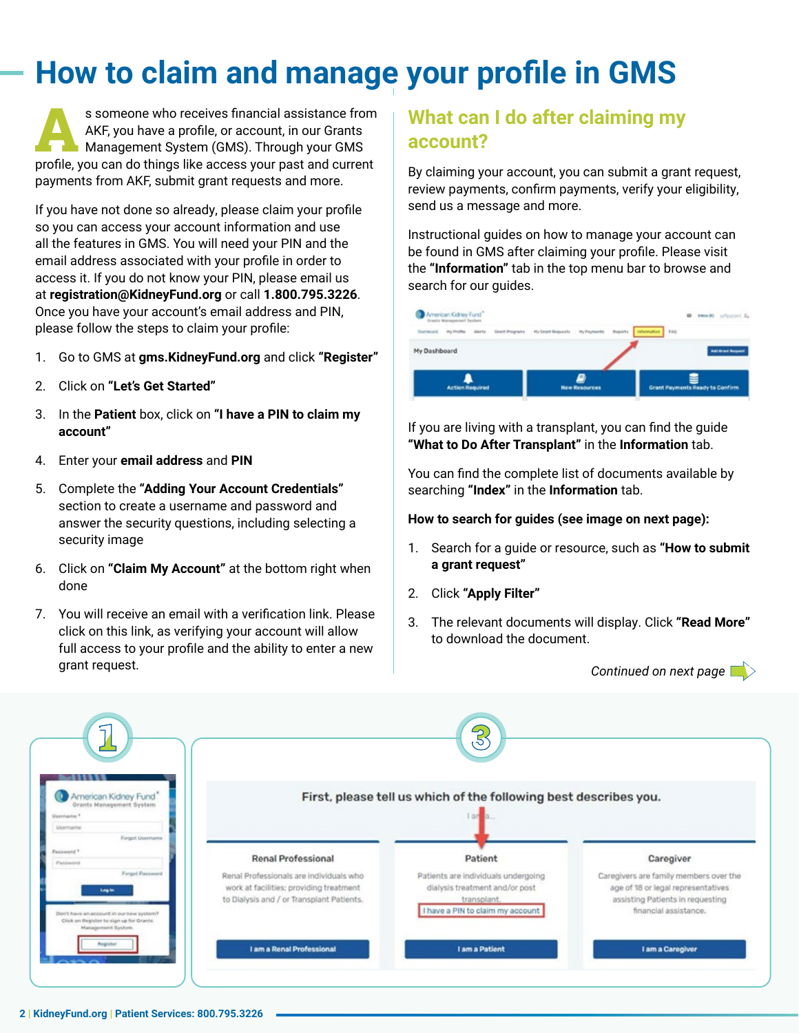# How to claim and manage your profile in GMS

As someone who receives financial assistance from AKF, you have a profile, or account, in our Grants Management System (GMS). Through your GMS profile, you can do things like access your past and current payments from AKF, submit grant requests and more.

If you have not done so already, please claim your profile so you can access your account information and use all the features in GMS. You will need your PIN and the email address associated with your profile in order to access it. If you do not know your PIN, please email us at **registration@KidneyFund.org** or call **1.800.795.3226**. Once you have your account's email address and PIN, please follow the steps to claim your profile:

1. Go to GMS at **gms.KidneyFund.org** and click **"Register"**
2. Click on **"Let's Get Started"**
3. In the **Patient** box, click on **"I have a PIN to claim my account"**
4. Enter your **email address** and **PIN**
5. Complete the **"Adding Your Account Credentials"** section to create a username and password and answer the security questions, including selecting a security image
6. Click on **"Claim My Account"** at the bottom right when done
7. You will receive an email with a verification link. Please click on this link, as verifying your account will allow full access to your profile and the ability to enter a new grant request.

## What can I do after claiming my account?

By claiming your account, you can submit a grant request, review payments, confirm payments, verify your eligibility, send us a message and more.

Instructional guides on how to manage your account can be found in GMS after claiming your profile. Please visit the **"Information"** tab in the top menu bar to browse and search for our guides.

If you are living with a transplant, you can find the guide **"What to Do After Transplant"** in the **Information** tab.

You can find the complete list of documents available by searching **"Index"** in the **Information** tab.

**How to search for guides (see image on next page):**

1. Search for a guide or resource, such as **"How to submit a grant request"**
2. Click **"Apply Filter"**
3. The relevant documents will display. Click **"Read More"** to download the document.

*Continued on next page*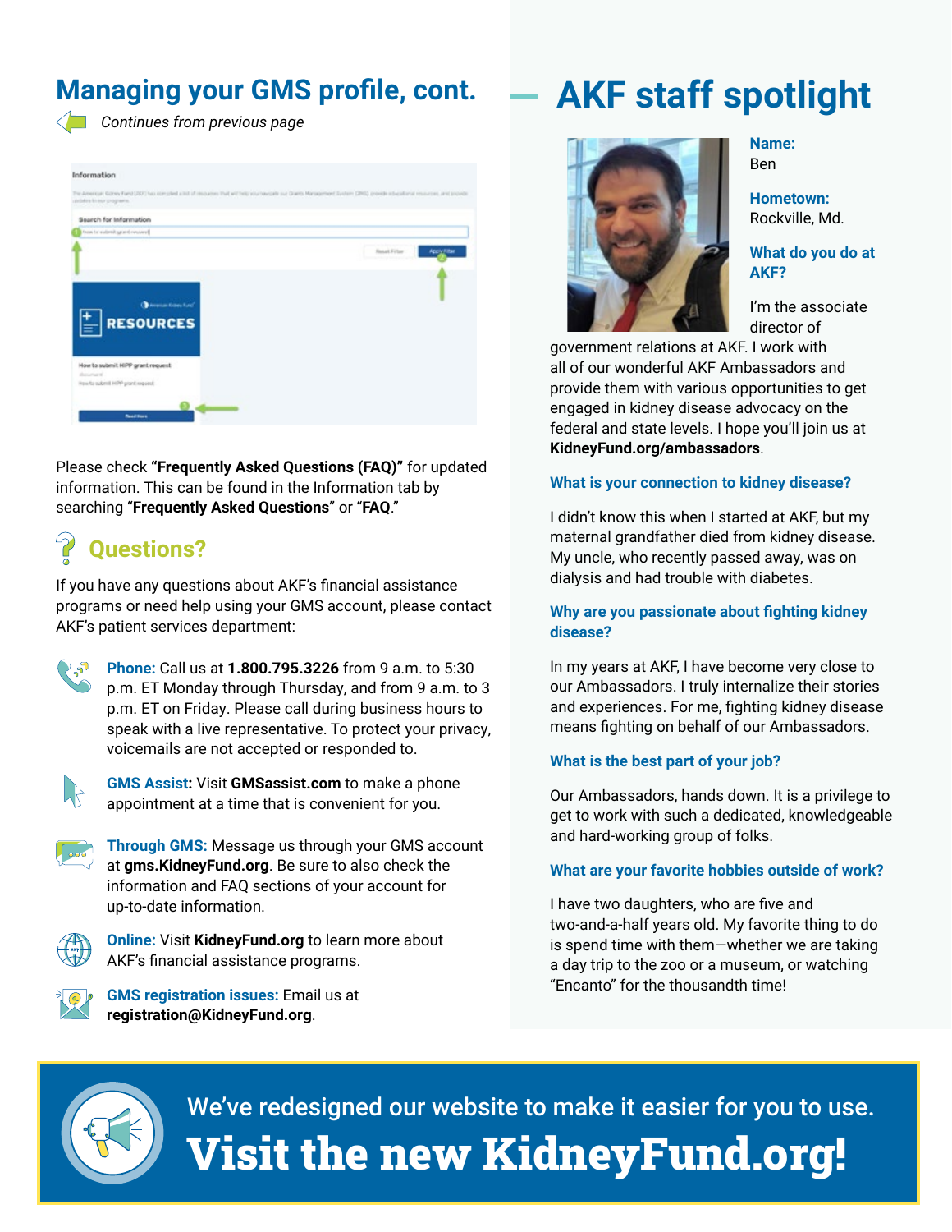## Managing your GMS profile, cont.

*Continues from previous page*

Please check **"Frequently Asked Questions (FAQ)"** for updated information. This can be found in the Information tab by searching "**Frequently Asked Questions**" or "**FAQ**."

### Questions?

If you have any questions about AKF's financial assistance programs or need help using your GMS account, please contact AKF's patient services department:

**Phone:** Call us at **1.800.795.3226** from 9 a.m. to 5:30 p.m. ET Monday through Thursday, and from 9 a.m. to 3 p.m. ET on Friday. Please call during business hours to speak with a live representative. To protect your privacy, voicemails are not accepted or responded to.

**GMS Assist:** Visit **GMSassist.com** to make a phone appointment at a time that is convenient for you.

**Through GMS:** Message us through your GMS account at **gms.KidneyFund.org**. Be sure to also check the information and FAQ sections of your account for up-to-date information.

**Online:** Visit **KidneyFund.org** to learn more about AKF's financial assistance programs.

**GMS registration issues:** Email us at **registration@KidneyFund.org**.

## AKF staff spotlight

**Name:**
Ben

**Hometown:**
Rockville, Md.

**What do you do at AKF?**

I'm the associate director of government relations at AKF. I work with all of our wonderful AKF Ambassadors and provide them with various opportunities to get engaged in kidney disease advocacy on the federal and state levels. I hope you'll join us at **KidneyFund.org/ambassadors**.

**What is your connection to kidney disease?**

I didn't know this when I started at AKF, but my maternal grandfather died from kidney disease. My uncle, who recently passed away, was on dialysis and had trouble with diabetes.

**Why are you passionate about fighting kidney disease?**

In my years at AKF, I have become very close to our Ambassadors. I truly internalize their stories and experiences. For me, fighting kidney disease means fighting on behalf of our Ambassadors.

**What is the best part of your job?**

Our Ambassadors, hands down. It is a privilege to get to work with such a dedicated, knowledgeable and hard-working group of folks.

**What are your favorite hobbies outside of work?**

I have two daughters, who are five and two-and-a-half years old. My favorite thing to do is spend time with them—whether we are taking a day trip to the zoo or a museum, or watching "Encanto" for the thousandth time!

We've redesigned our website to make it easier for you to use.

**Visit the new KidneyFund.org!**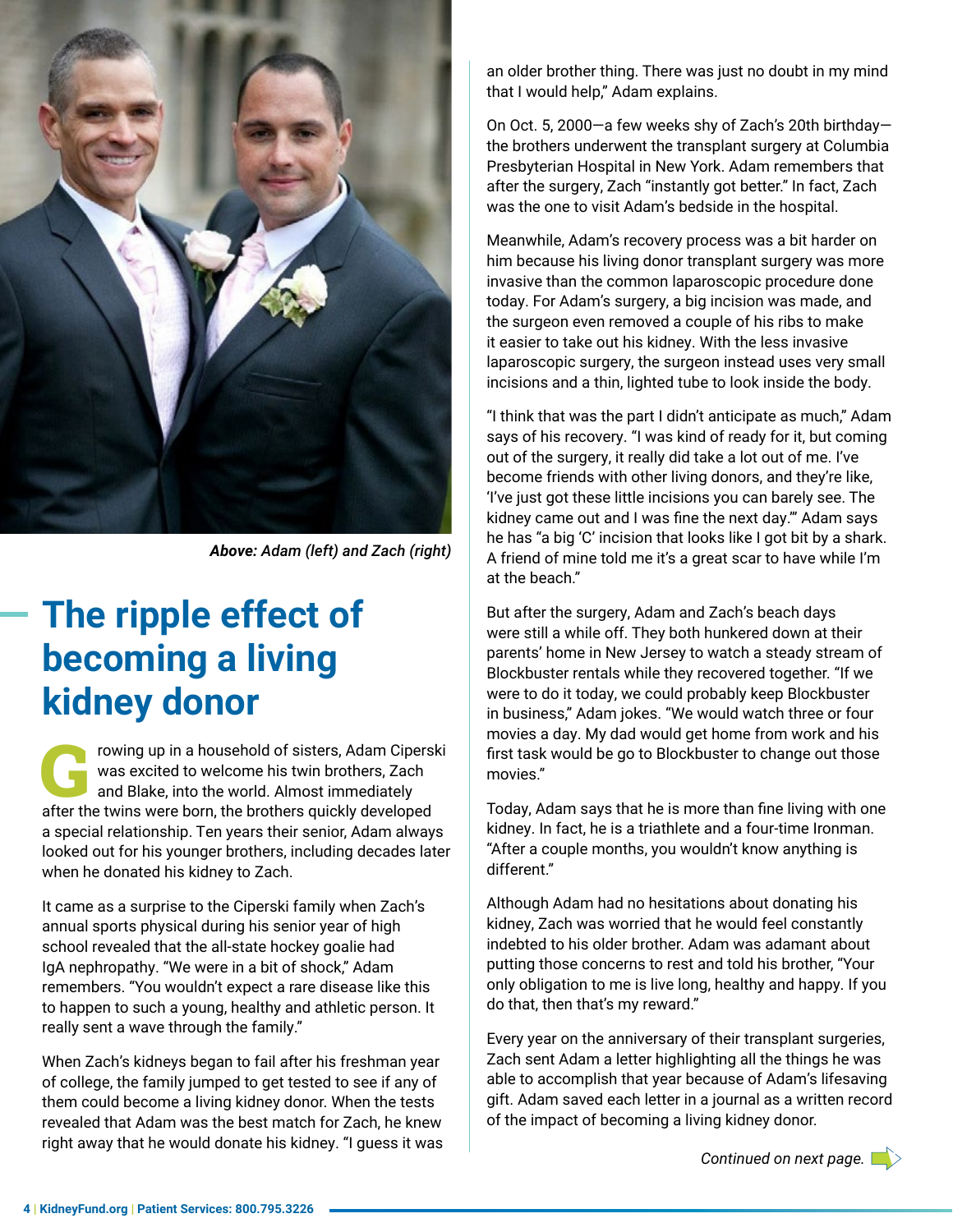*Above: Adam (left) and Zach (right)*

# The ripple effect of becoming a living kidney donor

Growing up in a household of sisters, Adam Ciperski was excited to welcome his twin brothers, Zach and Blake, into the world. Almost immediately after the twins were born, the brothers quickly developed a special relationship. Ten years their senior, Adam always looked out for his younger brothers, including decades later when he donated his kidney to Zach.

It came as a surprise to the Ciperski family when Zach's annual sports physical during his senior year of high school revealed that the all-state hockey goalie had IgA nephropathy. "We were in a bit of shock," Adam remembers. "You wouldn't expect a rare disease like this to happen to such a young, healthy and athletic person. It really sent a wave through the family."

When Zach's kidneys began to fail after his freshman year of college, the family jumped to get tested to see if any of them could become a living kidney donor. When the tests revealed that Adam was the best match for Zach, he knew right away that he would donate his kidney. "I guess it was an older brother thing. There was just no doubt in my mind that I would help," Adam explains.

On Oct. 5, 2000—a few weeks shy of Zach's 20th birthday—the brothers underwent the transplant surgery at Columbia Presbyterian Hospital in New York. Adam remembers that after the surgery, Zach "instantly got better." In fact, Zach was the one to visit Adam's bedside in the hospital.

Meanwhile, Adam's recovery process was a bit harder on him because his living donor transplant surgery was more invasive than the common laparoscopic procedure done today. For Adam's surgery, a big incision was made, and the surgeon even removed a couple of his ribs to make it easier to take out his kidney. With the less invasive laparoscopic surgery, the surgeon instead uses very small incisions and a thin, lighted tube to look inside the body.

"I think that was the part I didn't anticipate as much," Adam says of his recovery. "I was kind of ready for it, but coming out of the surgery, it really did take a lot out of me. I've become friends with other living donors, and they're like, 'I've just got these little incisions you can barely see. The kidney came out and I was fine the next day.'" Adam says he has "a big 'C' incision that looks like I got bit by a shark. A friend of mine told me it's a great scar to have while I'm at the beach."

But after the surgery, Adam and Zach's beach days were still a while off. They both hunkered down at their parents' home in New Jersey to watch a steady stream of Blockbuster rentals while they recovered together. "If we were to do it today, we could probably keep Blockbuster in business," Adam jokes. "We would watch three or four movies a day. My dad would get home from work and his first task would be go to Blockbuster to change out those movies."

Today, Adam says that he is more than fine living with one kidney. In fact, he is a triathlete and a four-time Ironman. "After a couple months, you wouldn't know anything is different."

Although Adam had no hesitations about donating his kidney, Zach was worried that he would feel constantly indebted to his older brother. Adam was adamant about putting those concerns to rest and told his brother, "Your only obligation to me is live long, healthy and happy. If you do that, then that's my reward."

Every year on the anniversary of their transplant surgeries, Zach sent Adam a letter highlighting all the things he was able to accomplish that year because of Adam's lifesaving gift. Adam saved each letter in a journal as a written record of the impact of becoming a living kidney donor.

*Continued on next page.*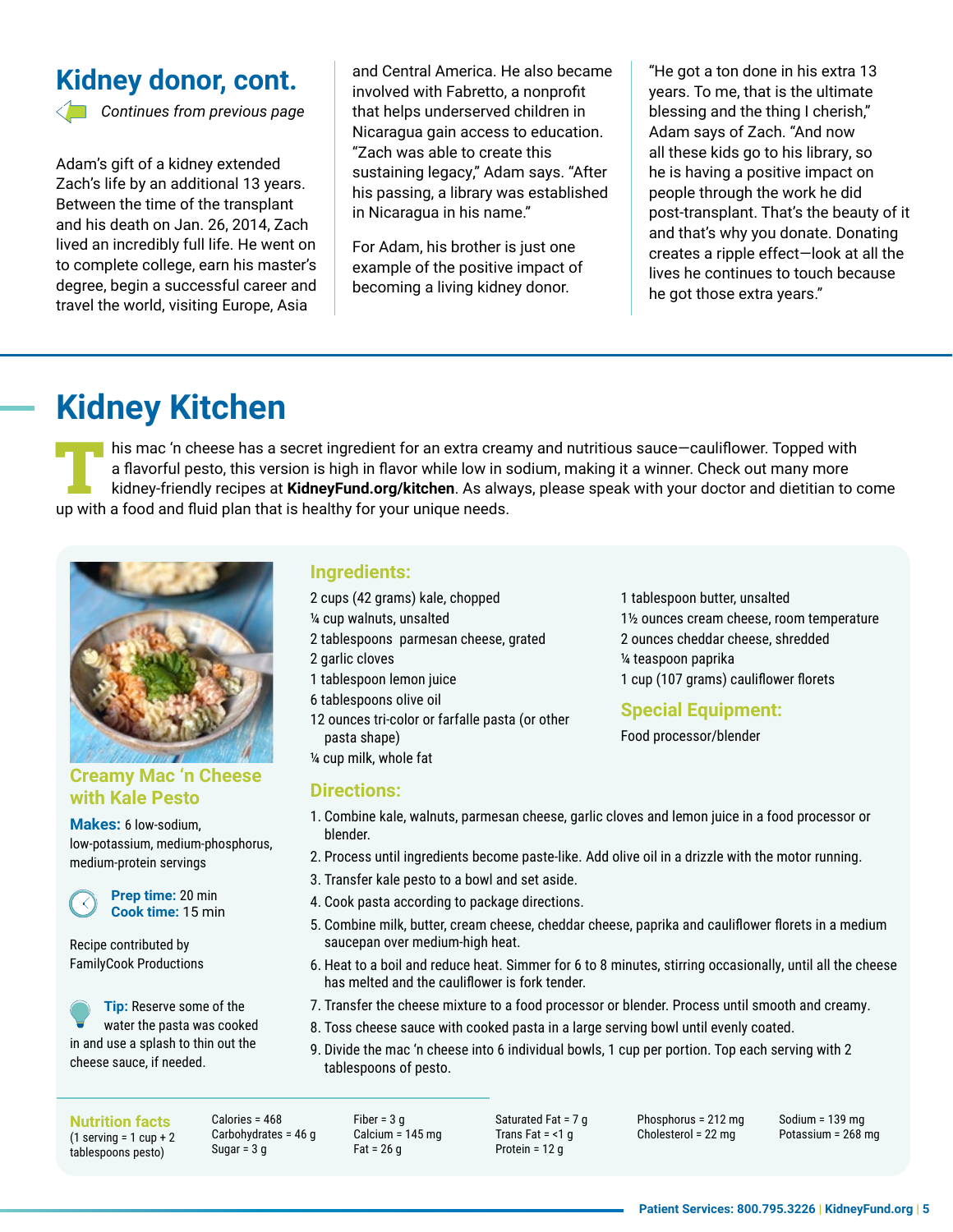## Kidney donor, cont.

*Continues from previous page*

Adam's gift of a kidney extended Zach's life by an additional 13 years. Between the time of the transplant and his death on Jan. 26, 2014, Zach lived an incredibly full life. He went on to complete college, earn his master's degree, begin a successful career and travel the world, visiting Europe, Asia and Central America. He also became involved with Fabretto, a nonprofit that helps underserved children in Nicaragua gain access to education. "Zach was able to create this sustaining legacy," Adam says. "After his passing, a library was established in Nicaragua in his name."

For Adam, his brother is just one example of the positive impact of becoming a living kidney donor.

"He got a ton done in his extra 13 years. To me, that is the ultimate blessing and the thing I cherish," Adam says of Zach. "And now all these kids go to his library, so he is having a positive impact on people through the work he did post-transplant. That's the beauty of it and that's why you donate. Donating creates a ripple effect—look at all the lives he continues to touch because he got those extra years."

# Kidney Kitchen

This mac 'n cheese has a secret ingredient for an extra creamy and nutritious sauce—cauliflower. Topped with a flavorful pesto, this version is high in flavor while low in sodium, making it a winner. Check out many more kidney-friendly recipes at **KidneyFund.org/kitchen**. As always, please speak with your doctor and dietitian to come up with a food and fluid plan that is healthy for your unique needs.

### Creamy Mac 'n Cheese with Kale Pesto

**Makes:** 6 low-sodium, low-potassium, medium-phosphorus, medium-protein servings

**Prep time:** 20 min
**Cook time:** 15 min

Recipe contributed by FamilyCook Productions

**Tip:** Reserve some of the water the pasta was cooked in and use a splash to thin out the cheese sauce, if needed.

### Ingredients:

- 2 cups (42 grams) kale, chopped
- ¼ cup walnuts, unsalted
- 2 tablespoons parmesan cheese, grated
- 2 garlic cloves
- 1 tablespoon lemon juice
- 6 tablespoons olive oil
- 12 ounces tri-color or farfalle pasta (or other pasta shape)
- ¼ cup milk, whole fat
- 1 tablespoon butter, unsalted
- 1½ ounces cream cheese, room temperature
- 2 ounces cheddar cheese, shredded
- ¼ teaspoon paprika
- 1 cup (107 grams) cauliflower florets

### Special Equipment:

Food processor/blender

### Directions:

1. Combine kale, walnuts, parmesan cheese, garlic cloves and lemon juice in a food processor or blender.
2. Process until ingredients become paste-like. Add olive oil in a drizzle with the motor running.
3. Transfer kale pesto to a bowl and set aside.
4. Cook pasta according to package directions.
5. Combine milk, butter, cream cheese, cheddar cheese, paprika and cauliflower florets in a medium saucepan over medium-high heat.
6. Heat to a boil and reduce heat. Simmer for 6 to 8 minutes, stirring occasionally, until all the cheese has melted and the cauliflower is fork tender.
7. Transfer the cheese mixture to a food processor or blender. Process until smooth and creamy.
8. Toss cheese sauce with cooked pasta in a large serving bowl until evenly coated.
9. Divide the mac 'n cheese into 6 individual bowls, 1 cup per portion. Top each serving with 2 tablespoons of pesto.

**Nutrition facts** (1 serving = 1 cup + 2 tablespoons pesto)

Calories = 468
Carbohydrates = 46 g
Sugar = 3 g
Fiber = 3 g
Calcium = 145 mg
Fat = 26 g
Saturated Fat = 7 g
Trans Fat = <1 g
Protein = 12 g
Phosphorus = 212 mg
Cholesterol = 22 mg
Sodium = 139 mg
Potassium = 268 mg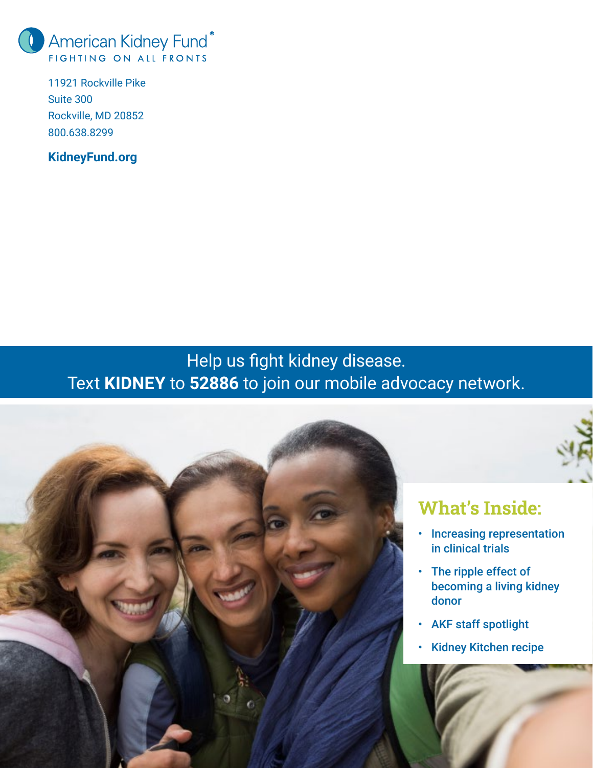American Kidney Fund®
FIGHTING ON ALL FRONTS

11921 Rockville Pike
Suite 300
Rockville, MD 20852
800.638.8299

**KidneyFund.org**

Help us fight kidney disease.
Text **KIDNEY** to **52886** to join our mobile advocacy network.

## What's Inside:

- Increasing representation in clinical trials
- The ripple effect of becoming a living kidney donor
- AKF staff spotlight
- Kidney Kitchen recipe